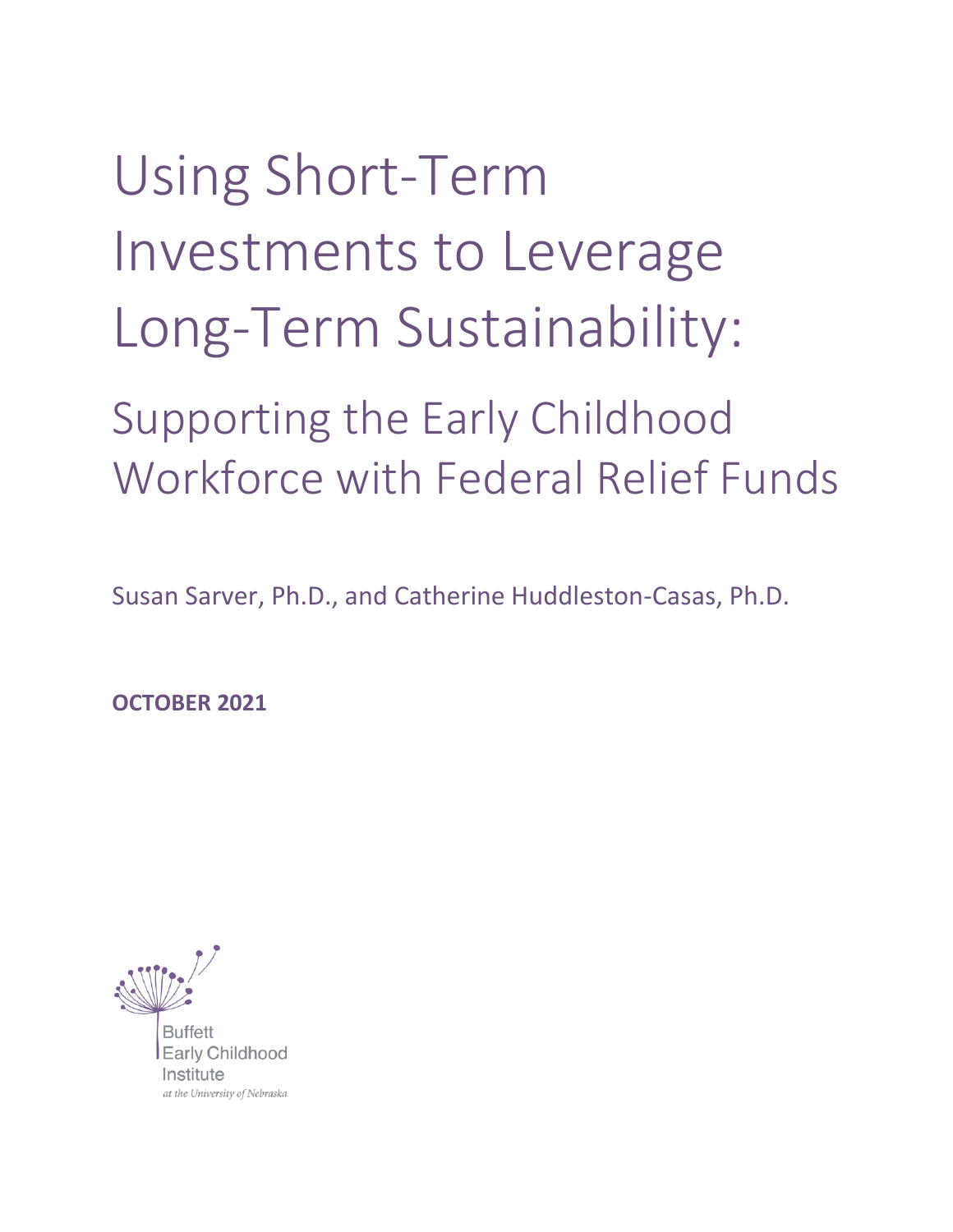# Using Short-Term Investments to Leverage Long-Term Sustainability:

## Supporting the Early Childhood Workforce with Federal Relief Funds

Susan Sarver, Ph.D., and Catherine Huddleston-Casas, Ph.D.

**OCTOBER 2021**

Buffett Early Childhood Institute

*at the University of Nebraska*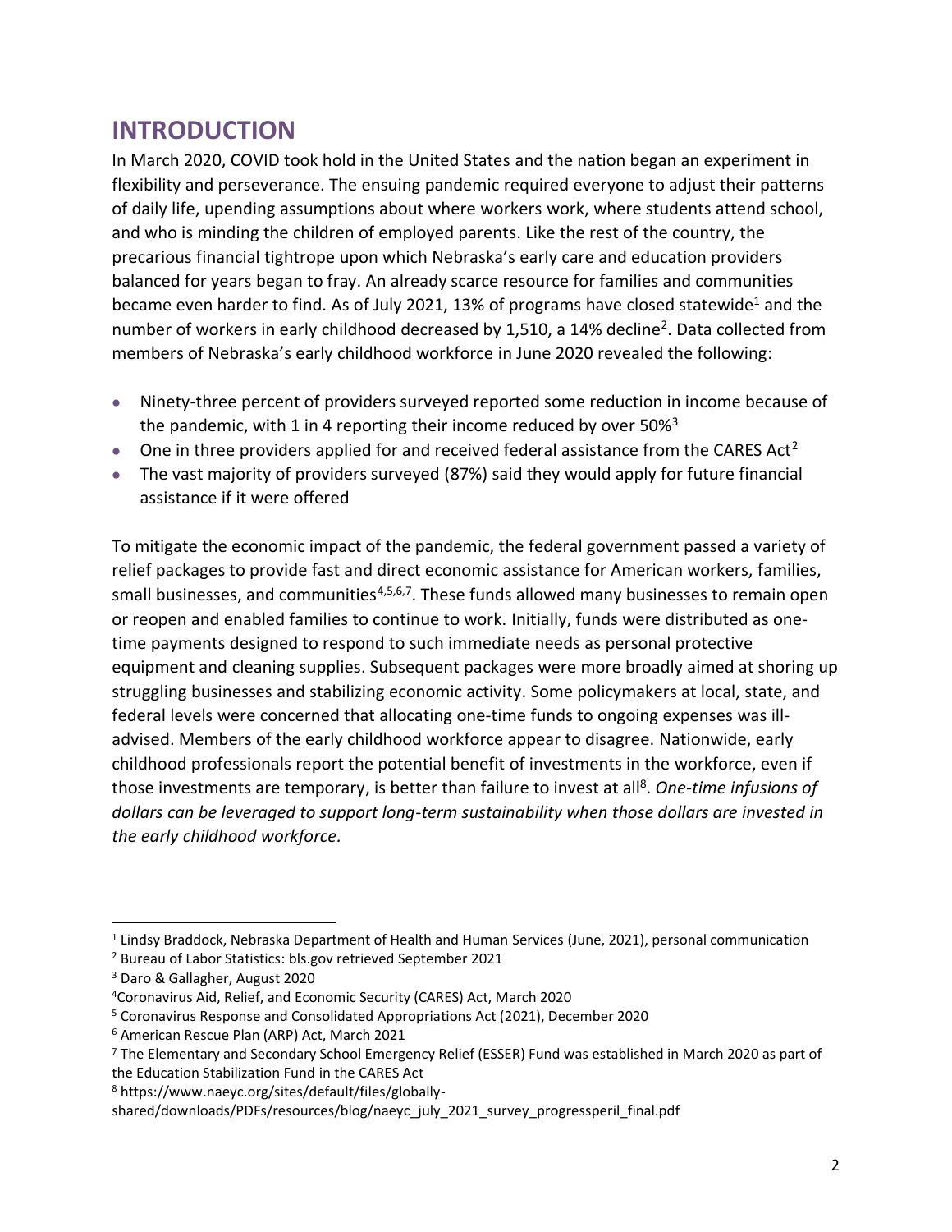## INTRODUCTION

In March 2020, COVID took hold in the United States and the nation began an experiment in flexibility and perseverance. The ensuing pandemic required everyone to adjust their patterns of daily life, upending assumptions about where workers work, where students attend school, and who is minding the children of employed parents. Like the rest of the country, the precarious financial tightrope upon which Nebraska's early care and education providers balanced for years began to fray. An already scarce resource for families and communities became even harder to find. As of July 2021, 13% of programs have closed statewide[1] and the number of workers in early childhood decreased by 1,510, a 14% decline[2]. Data collected from members of Nebraska's early childhood workforce in June 2020 revealed the following:

- Ninety-three percent of providers surveyed reported some reduction in income because of the pandemic, with 1 in 4 reporting their income reduced by over 50%[3]
- One in three providers applied for and received federal assistance from the CARES Act[2]
- The vast majority of providers surveyed (87%) said they would apply for future financial assistance if it were offered

To mitigate the economic impact of the pandemic, the federal government passed a variety of relief packages to provide fast and direct economic assistance for American workers, families, small businesses, and communities[4,5,6,7]. These funds allowed many businesses to remain open or reopen and enabled families to continue to work. Initially, funds were distributed as one-time payments designed to respond to such immediate needs as personal protective equipment and cleaning supplies. Subsequent packages were more broadly aimed at shoring up struggling businesses and stabilizing economic activity. Some policymakers at local, state, and federal levels were concerned that allocating one-time funds to ongoing expenses was ill-advised. Members of the early childhood workforce appear to disagree. Nationwide, early childhood professionals report the potential benefit of investments in the workforce, even if those investments are temporary, is better than failure to invest at all[8]. *One-time infusions of dollars can be leveraged to support long-term sustainability when those dollars are invested in the early childhood workforce.*

---

[1] Lindsy Braddock, Nebraska Department of Health and Human Services (June, 2021), personal communication

[2] Bureau of Labor Statistics: bls.gov retrieved September 2021

[3] Daro & Gallagher, August 2020

[4] Coronavirus Aid, Relief, and Economic Security (CARES) Act, March 2020

[5] Coronavirus Response and Consolidated Appropriations Act (2021), December 2020

[6] American Rescue Plan (ARP) Act, March 2021

[7] The Elementary and Secondary School Emergency Relief (ESSER) Fund was established in March 2020 as part of the Education Stabilization Fund in the CARES Act

[8] https://www.naeyc.org/sites/default/files/globally-shared/downloads/PDFs/resources/blog/naeyc_july_2021_survey_progressperil_final.pdf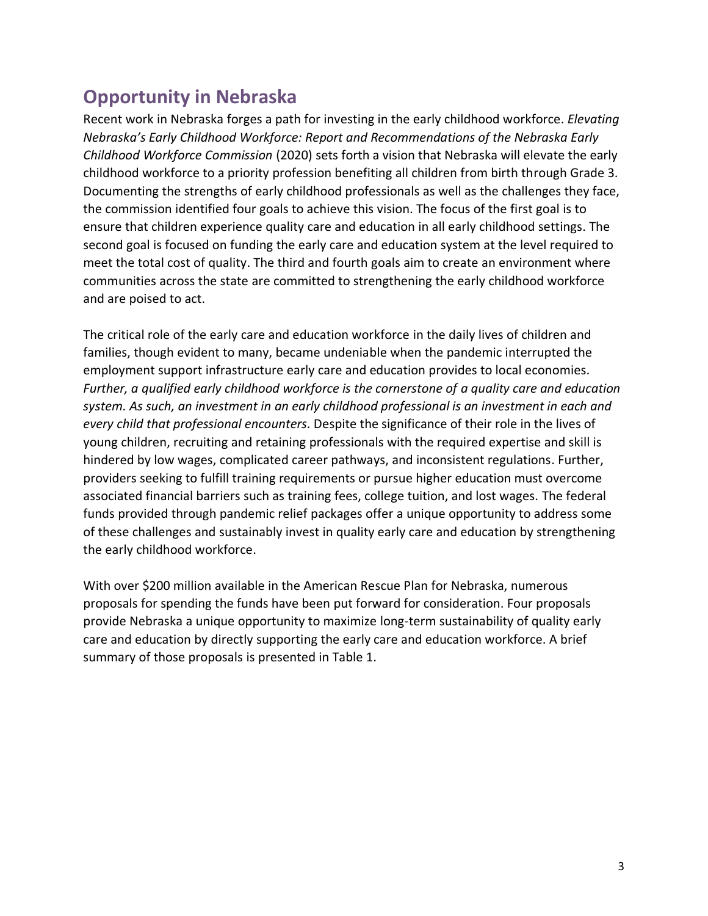## Opportunity in Nebraska

Recent work in Nebraska forges a path for investing in the early childhood workforce. *Elevating Nebraska's Early Childhood Workforce: Report and Recommendations of the Nebraska Early Childhood Workforce Commission* (2020) sets forth a vision that Nebraska will elevate the early childhood workforce to a priority profession benefiting all children from birth through Grade 3. Documenting the strengths of early childhood professionals as well as the challenges they face, the commission identified four goals to achieve this vision. The focus of the first goal is to ensure that children experience quality care and education in all early childhood settings. The second goal is focused on funding the early care and education system at the level required to meet the total cost of quality. The third and fourth goals aim to create an environment where communities across the state are committed to strengthening the early childhood workforce and are poised to act.

The critical role of the early care and education workforce in the daily lives of children and families, though evident to many, became undeniable when the pandemic interrupted the employment support infrastructure early care and education provides to local economies. *Further, a qualified early childhood workforce is the cornerstone of a quality care and education system. As such, an investment in an early childhood professional is an investment in each and every child that professional encounters.* Despite the significance of their role in the lives of young children, recruiting and retaining professionals with the required expertise and skill is hindered by low wages, complicated career pathways, and inconsistent regulations. Further, providers seeking to fulfill training requirements or pursue higher education must overcome associated financial barriers such as training fees, college tuition, and lost wages. The federal funds provided through pandemic relief packages offer a unique opportunity to address some of these challenges and sustainably invest in quality early care and education by strengthening the early childhood workforce.

With over $200 million available in the American Rescue Plan for Nebraska, numerous proposals for spending the funds have been put forward for consideration. Four proposals provide Nebraska a unique opportunity to maximize long-term sustainability of quality early care and education by directly supporting the early care and education workforce. A brief summary of those proposals is presented in Table 1.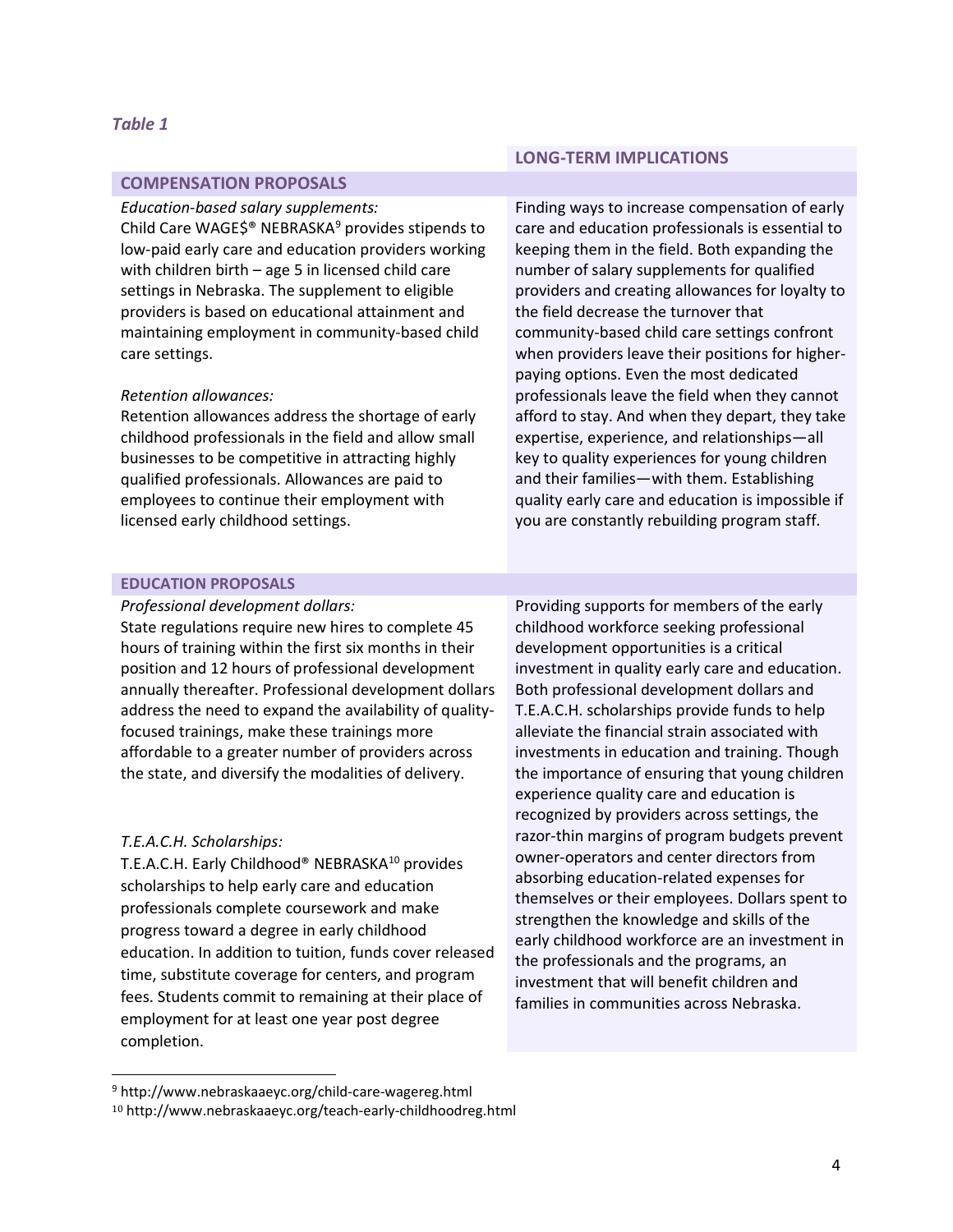*Table 1*

| COMPENSATION PROPOSALS | LONG-TERM IMPLICATIONS |
|---|---|
| *Education-based salary supplements:* Child Care WAGE$® NEBRASKA[9] provides stipends to low-paid early care and education providers working with children birth – age 5 in licensed child care settings in Nebraska. The supplement to eligible providers is based on educational attainment and maintaining employment in community-based child care settings. *Retention allowances:* Retention allowances address the shortage of early childhood professionals in the field and allow small businesses to be competitive in attracting highly qualified professionals. Allowances are paid to employees to continue their employment with licensed early childhood settings. | Finding ways to increase compensation of early care and education professionals is essential to keeping them in the field. Both expanding the number of salary supplements for qualified providers and creating allowances for loyalty to the field decrease the turnover that community-based child care settings confront when providers leave their positions for higher-paying options. Even the most dedicated professionals leave the field when they cannot afford to stay. And when they depart, they take expertise, experience, and relationships—all key to quality experiences for young children and their families—with them. Establishing quality early care and education is impossible if you are constantly rebuilding program staff. |
| **EDUCATION PROPOSALS** | |
| *Professional development dollars:* State regulations require new hires to complete 45 hours of training within the first six months in their position and 12 hours of professional development annually thereafter. Professional development dollars address the need to expand the availability of quality-focused trainings, make these trainings more affordable to a greater number of providers across the state, and diversify the modalities of delivery. *T.E.A.C.H. Scholarships:* T.E.A.C.H. Early Childhood® NEBRASKA[10] provides scholarships to help early care and education professionals complete coursework and make progress toward a degree in early childhood education. In addition to tuition, funds cover released time, substitute coverage for centers, and program fees. Students commit to remaining at their place of employment for at least one year post degree completion. | Providing supports for members of the early childhood workforce seeking professional development opportunities is a critical investment in quality early care and education. Both professional development dollars and T.E.A.C.H. scholarships provide funds to help alleviate the financial strain associated with investments in education and training. Though the importance of ensuring that young children experience quality care and education is recognized by providers across settings, the razor-thin margins of program budgets prevent owner-operators and center directors from absorbing education-related expenses for themselves or their employees. Dollars spent to strengthen the knowledge and skills of the early childhood workforce are an investment in the professionals and the programs, an investment that will benefit children and families in communities across Nebraska. |

[9] http://www.nebraskaaeyc.org/child-care-wagereg.html

[10] http://www.nebraskaaeyc.org/teach-early-childhoodreg.html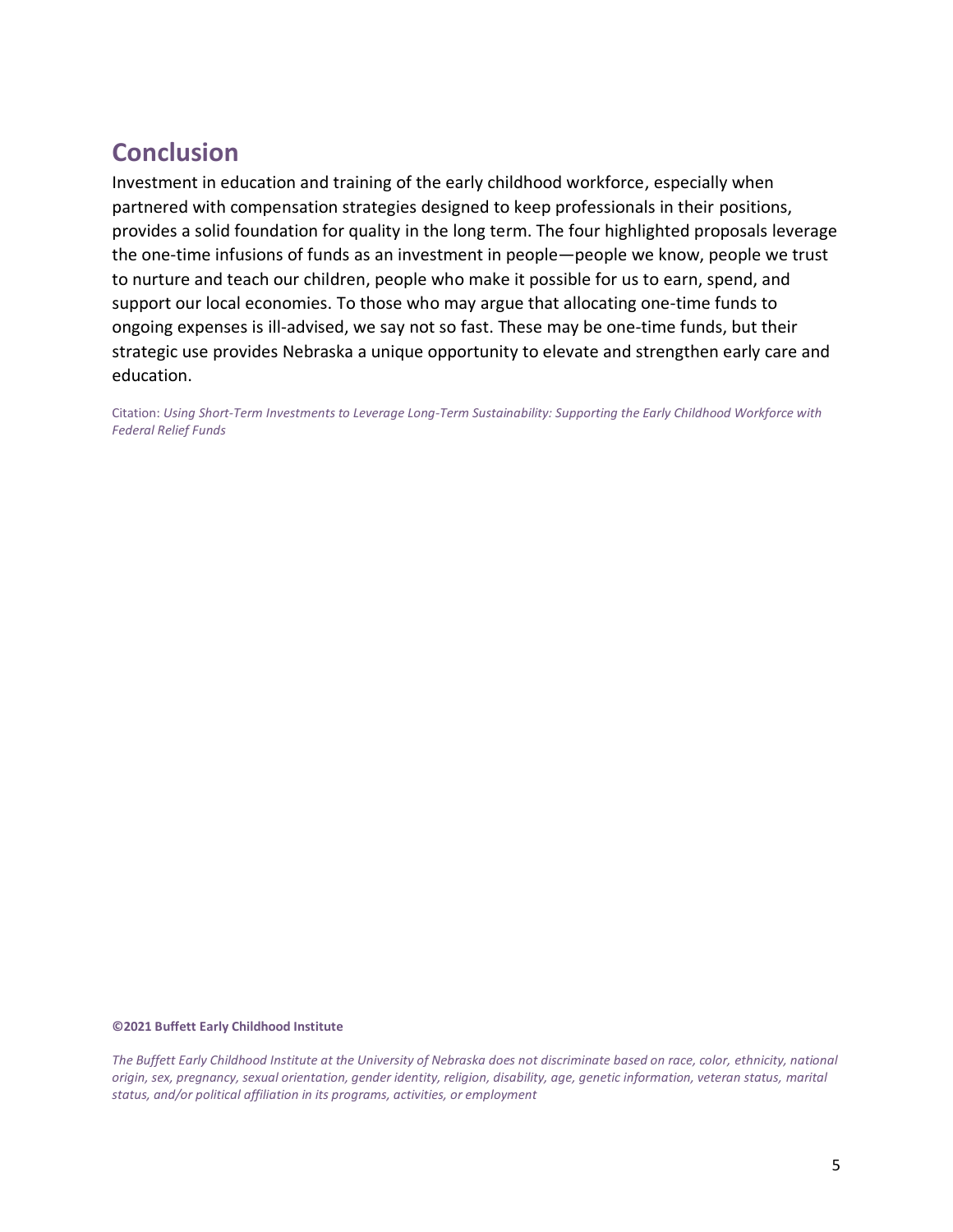## Conclusion

Investment in education and training of the early childhood workforce, especially when partnered with compensation strategies designed to keep professionals in their positions, provides a solid foundation for quality in the long term. The four highlighted proposals leverage the one-time infusions of funds as an investment in people—people we know, people we trust to nurture and teach our children, people who make it possible for us to earn, spend, and support our local economies. To those who may argue that allocating one-time funds to ongoing expenses is ill-advised, we say not so fast. These may be one-time funds, but their strategic use provides Nebraska a unique opportunity to elevate and strengthen early care and education.

Citation: *Using Short-Term Investments to Leverage Long-Term Sustainability: Supporting the Early Childhood Workforce with Federal Relief Funds*

**©2021 Buffett Early Childhood Institute**

*The Buffett Early Childhood Institute at the University of Nebraska does not discriminate based on race, color, ethnicity, national origin, sex, pregnancy, sexual orientation, gender identity, religion, disability, age, genetic information, veteran status, marital status, and/or political affiliation in its programs, activities, or employment*